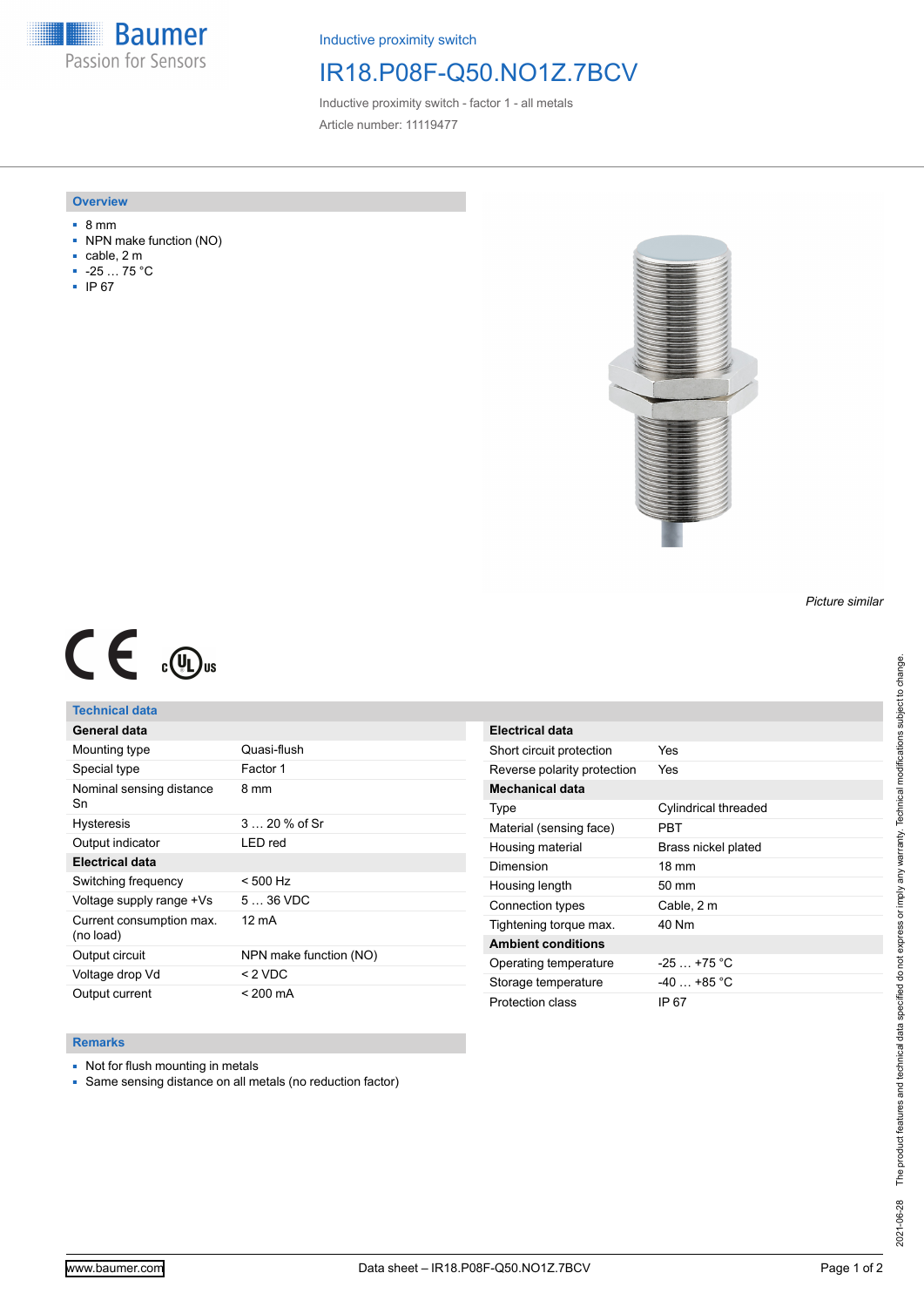Inductive proximity switch

# IR18.P08F-Q50.NO1Z.7BCV

Inductive proximity switch - factor 1 - all metals

Article number: 11119477

## Overview

- 8 mm
- NPN make function (NO)
- cable, 2 m
- -25 … 75 °C
- IP 67

*Picture similar*

## Technical data

| General data | |
|---|---|
| Mounting type | Quasi-flush |
| Special type | Factor 1 |
| Nominal sensing distance Sn | 8 mm |
| Hysteresis | 3 … 20 % of Sr |
| Output indicator | LED red |
| **Electrical data** | |
| Switching frequency | < 500 Hz |
| Voltage supply range +Vs | 5 … 36 VDC |
| Current consumption max. (no load) | 12 mA |
| Output circuit | NPN make function (NO) |
| Voltage drop Vd | < 2 VDC |
| Output current | < 200 mA |

| Electrical data | |
|---|---|
| Short circuit protection | Yes |
| Reverse polarity protection | Yes |
| **Mechanical data** | |
| Type | Cylindrical threaded |
| Material (sensing face) | PBT |
| Housing material | Brass nickel plated |
| Dimension | 18 mm |
| Housing length | 50 mm |
| Connection types | Cable, 2 m |
| Tightening torque max. | 40 Nm |
| **Ambient conditions** | |
| Operating temperature | -25 … +75 °C |
| Storage temperature | -40 … +85 °C |
| Protection class | IP 67 |

## Remarks

- Not for flush mounting in metals
- Same sensing distance on all metals (no reduction factor)

2021-06-28 The product features and technical data specified do not express or imply any warranty. Technical modifications subject to change.

www.baumer.com Data sheet – IR18.P08F-Q50.NO1Z.7BCV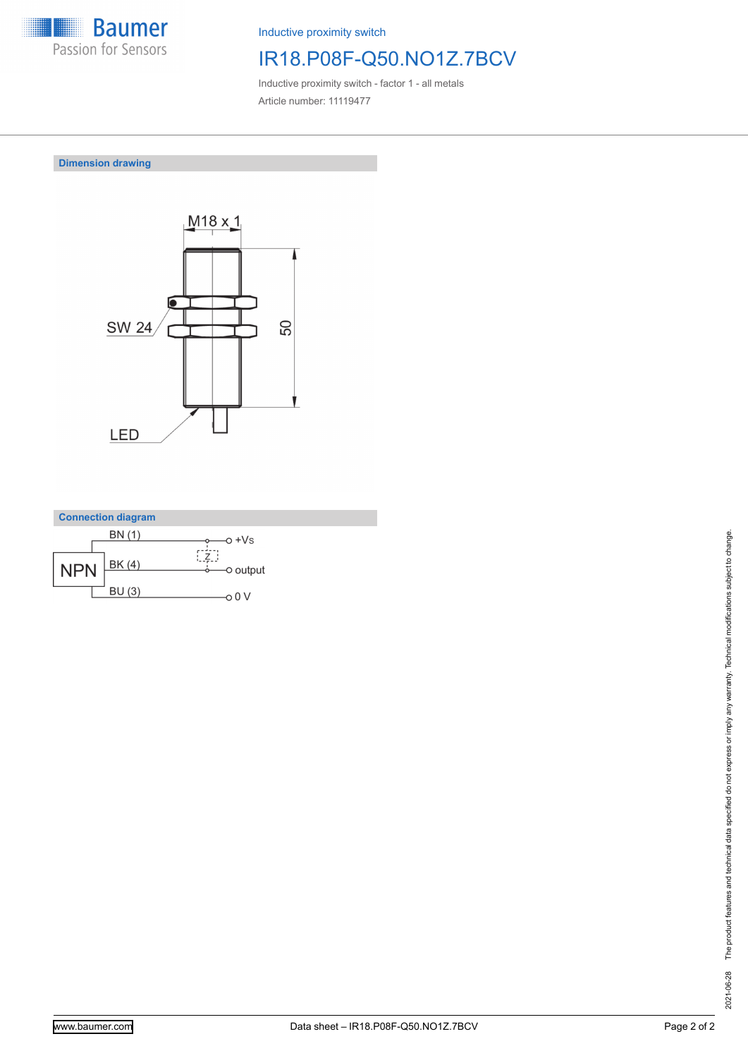Inductive proximity switch

# IR18.P08F-Q50.NO1Z.7BCV

Inductive proximity switch - factor 1 - all metals

Article number: 11119477

## Dimension drawing

M18 x 1

SW 24

50

LED

## Connection diagram

NPN

BN (1)

+Vs

Z

BK (4)

output

BU (3)

0 V

2021-06-28 The product features and technical data specified do not express or imply any warranty. Technical modifications subject to change.

www.baumer.com

Data sheet – IR18.P08F-Q50.NO1Z.7BCV